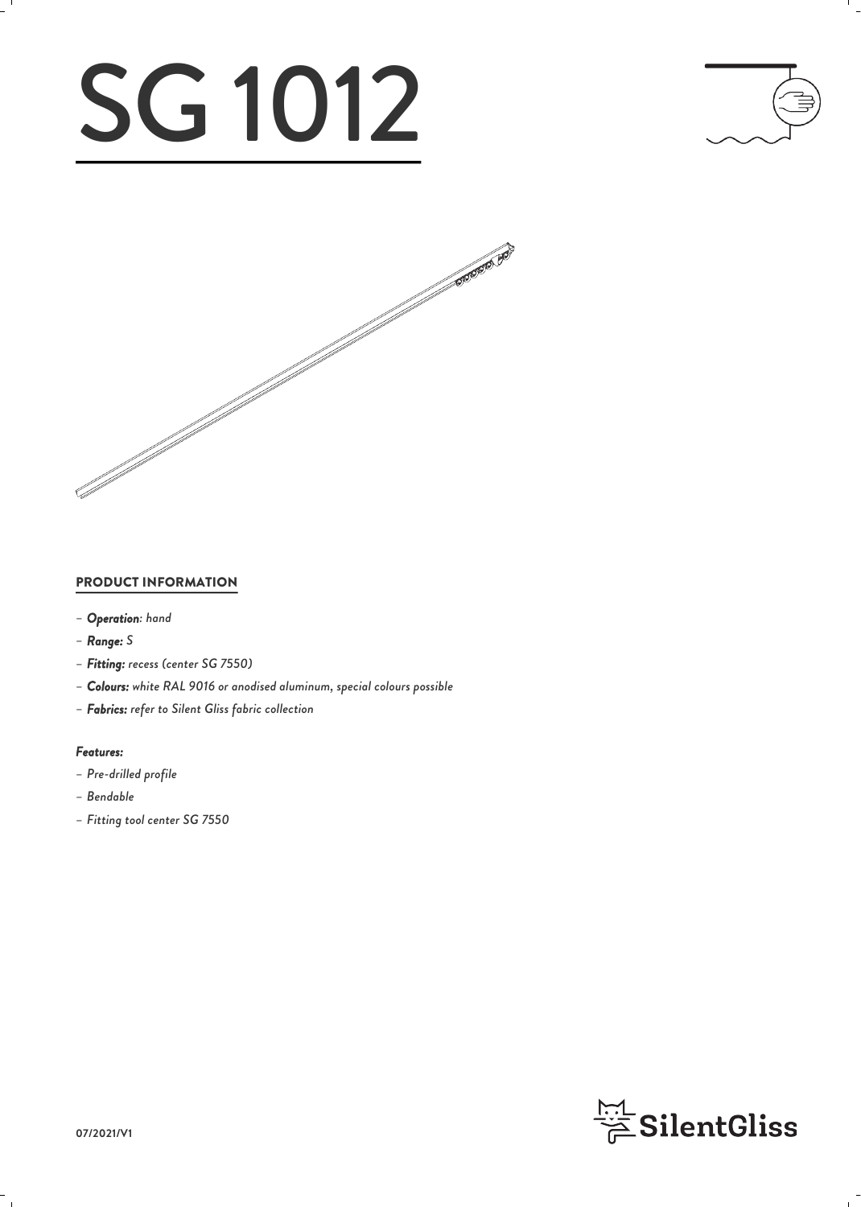# SG 1012

## PRODUCT INFORMATION

- ***Operation****: hand*
- ***Range:*** *S*
- ***Fitting:*** *recess (center SG 7550)*
- ***Colours:*** *white RAL 9016 or anodised aluminum, special colours possible*
- ***Fabrics:*** *refer to Silent Gliss fabric collection*

***Features:***

- *Pre-drilled profile*
- *Bendable*
- *Fitting tool center SG 7550*

SilentGliss

07/2021/V1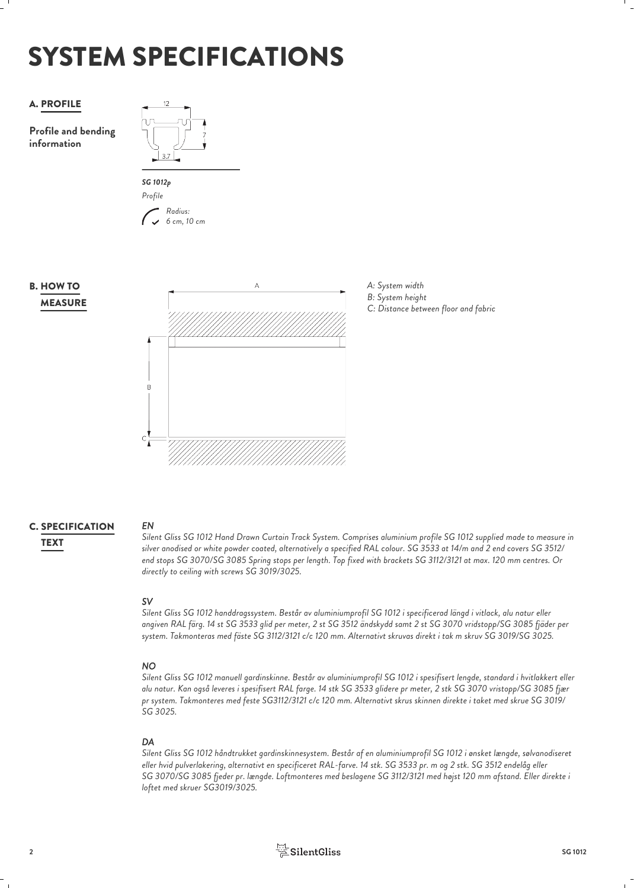# SYSTEM SPECIFICATIONS

## A. PROFILE

**Profile and bending information**

12

7

3.7

***SG 1012p***

*Profile*

*Radius: 6 cm, 10 cm*

## B. HOW TO MEASURE

A

B

C

*A: System width*
*B: System height*
*C: Distance between floor and fabric*

## C. SPECIFICATION TEXT

***EN***

*Silent Gliss SG 1012 Hand Drawn Curtain Track System. Comprises aluminium profile SG 1012 supplied made to measure in silver anodised or white powder coated, alternatively a specified RAL colour. SG 3533 at 14/m and 2 end covers SG 3512/ end stops SG 3070/SG 3085 Spring stops per length. Top fixed with brackets SG 3112/3121 at max. 120 mm centres. Or directly to ceiling with screws SG 3019/3025.*

***SV***

*Silent Gliss SG 1012 handdragssystem. Består av aluminiumprofil SG 1012 i specificerad längd i vitlack, alu natur eller angiven RAL färg. 14 st SG 3533 glid per meter, 2 st SG 3512 ändskydd samt 2 st SG 3070 vridstopp/SG 3085 fjäder per system. Takmonteras med fäste SG 3112/3121 c/c 120 mm. Alternativt skruvas direkt i tak m skruv SG 3019/SG 3025.*

***NO***

*Silent Gliss SG 1012 manuell gardinskinne. Består av aluminiumprofil SG 1012 i spesifisert lengde, standard i hvitlakkert eller alu natur. Kan også leveres i spesifisert RAL farge. 14 stk SG 3533 glidere pr meter, 2 stk SG 3070 vristopp/SG 3085 fjær pr system. Takmonteres med feste SG3112/3121 c/c 120 mm. Alternativt skrus skinnen direkte i taket med skrue SG 3019/ SG 3025.*

***DA***

*Silent Gliss SG 1012 håndtrukket gardinskinnesystem. Består af en aluminiumprofil SG 1012 i ønsket længde, sølvanodiseret eller hvid pulverlakering, alternativt en specificeret RAL-farve. 14 stk. SG 3533 pr. m og 2 stk. SG 3512 endelåg eller SG 3070/SG 3085 fjeder pr. længde. Loftmonteres med beslagene SG 3112/3121 med højst 120 mm afstand. Eller direkte i loftet med skruer SG3019/3025.*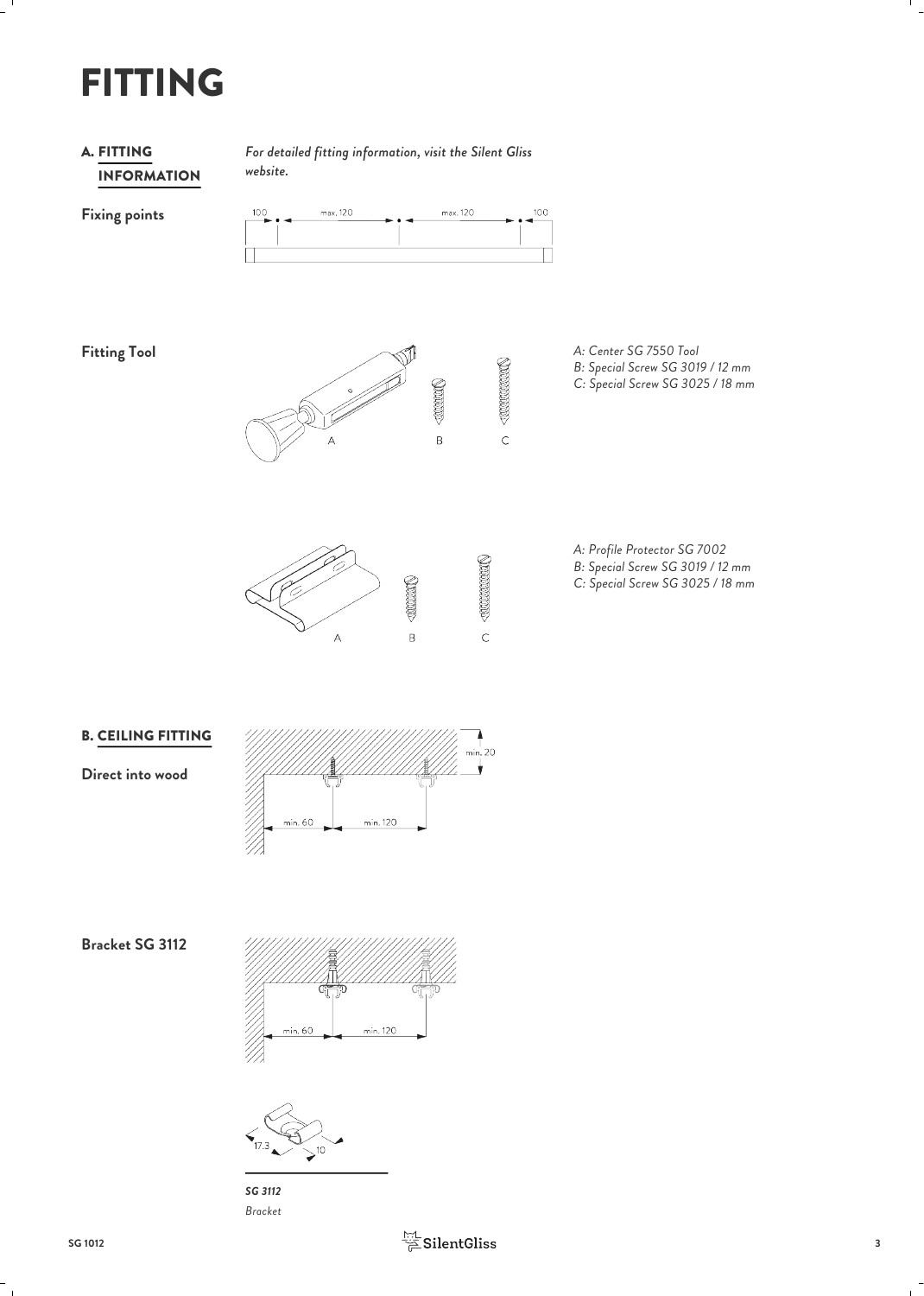# FITTING

## A. FITTING INFORMATION

*For detailed fitting information, visit the Silent Gliss website.*

**Fixing points**

100 max. 120 max. 120 100

**Fitting Tool**

A B C

*A: Center SG 7550 Tool*
*B: Special Screw SG 3019 / 12 mm*
*C: Special Screw SG 3025 / 18 mm*

A B C

*A: Profile Protector SG 7002*
*B: Special Screw SG 3019 / 12 mm*
*C: Special Screw SG 3025 / 18 mm*

## B. CEILING FITTING

**Direct into wood**

min. 20

min. 60 min. 120

**Bracket SG 3112**

min. 60 min. 120

17.3 10

***SG 3112***
*Bracket*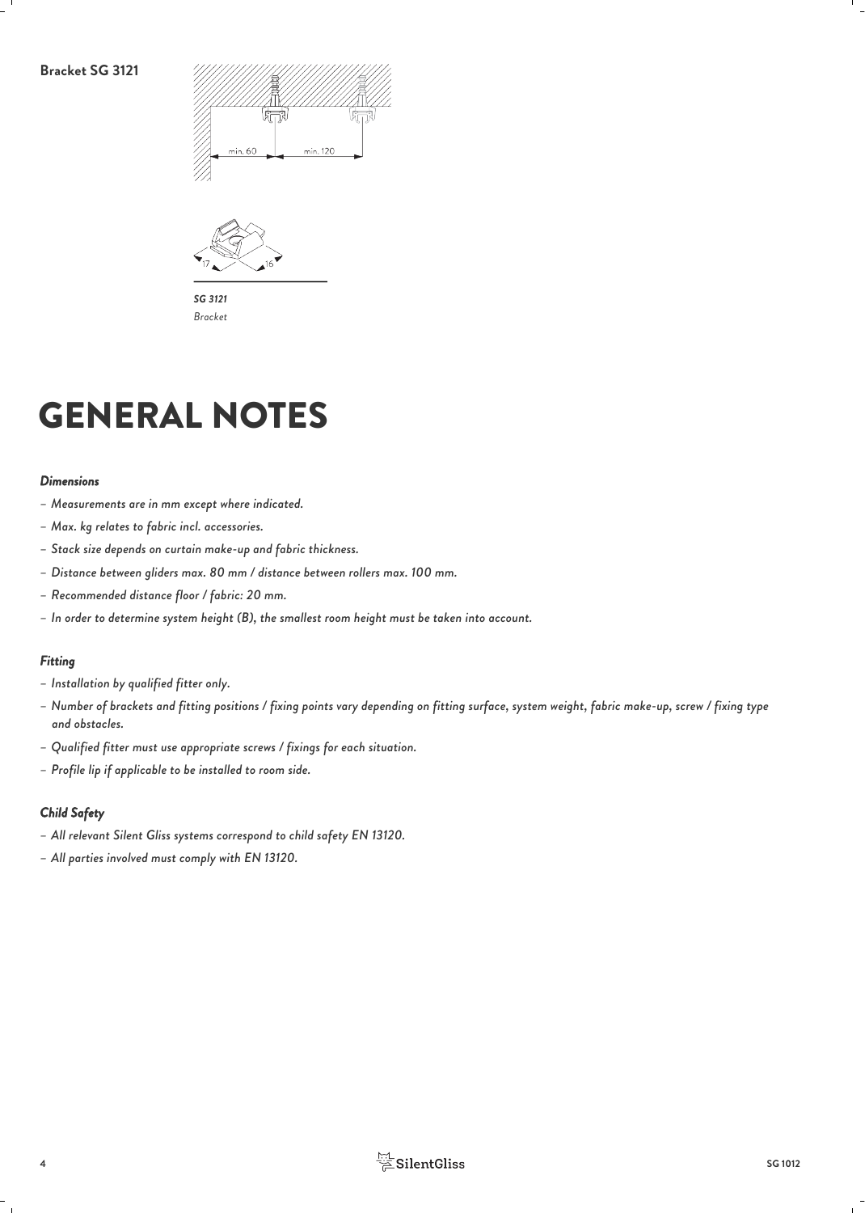**Bracket SG 3121**

min. 60 min. 120

17 16

*SG 3121*
*Bracket*

# GENERAL NOTES

### *Dimensions*

- *Measurements are in mm except where indicated.*
- *Max. kg relates to fabric incl. accessories.*
- *Stack size depends on curtain make-up and fabric thickness.*
- *Distance between gliders max. 80 mm / distance between rollers max. 100 mm.*
- *Recommended distance floor / fabric: 20 mm.*
- *In order to determine system height (B), the smallest room height must be taken into account.*

### *Fitting*

- *Installation by qualified fitter only.*
- *Number of brackets and fitting positions / fixing points vary depending on fitting surface, system weight, fabric make-up, screw / fixing type and obstacles.*
- *Qualified fitter must use appropriate screws / fixings for each situation.*
- *Profile lip if applicable to be installed to room side.*

### *Child Safety*

- *All relevant Silent Gliss systems correspond to child safety EN 13120.*
- *All parties involved must comply with EN 13120.*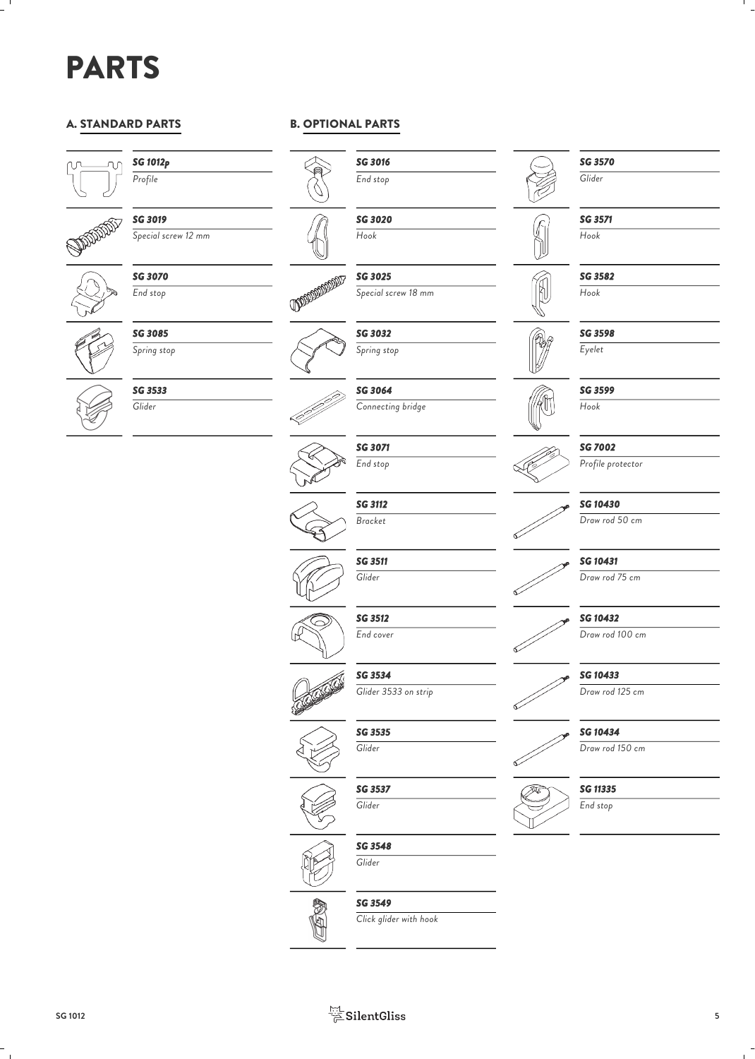# PARTS

## A. STANDARD PARTS

| Part no. | Description |
| --- | --- |
| *SG 1012p* | *Profile* |
| *SG 3019* | *Special screw 12 mm* |
| *SG 3070* | *End stop* |
| *SG 3085* | *Spring stop* |
| *SG 3533* | *Glider* |

## B. OPTIONAL PARTS

| Part no. | Description |
| --- | --- |
| *SG 3016* | *End stop* |
| *SG 3020* | *Hook* |
| *SG 3025* | *Special screw 18 mm* |
| *SG 3032* | *Spring stop* |
| *SG 3064* | *Connecting bridge* |
| *SG 3071* | *End stop* |
| *SG 3112* | *Bracket* |
| *SG 3511* | *Glider* |
| *SG 3512* | *End cover* |
| *SG 3534* | *Glider 3533 on strip* |
| *SG 3535* | *Glider* |
| *SG 3537* | *Glider* |
| *SG 3548* | *Glider* |
| *SG 3549* | *Click glider with hook* |
| *SG 3570* | *Glider* |
| *SG 3571* | *Hook* |
| *SG 3582* | *Hook* |
| *SG 3598* | *Eyelet* |
| *SG 3599* | *Hook* |
| *SG 7002* | *Profile protector* |
| *SG 10430* | *Draw rod 50 cm* |
| *SG 10431* | *Draw rod 75 cm* |
| *SG 10432* | *Draw rod 100 cm* |
| *SG 10433* | *Draw rod 125 cm* |
| *SG 10434* | *Draw rod 150 cm* |
| *SG 11335* | *End stop* |